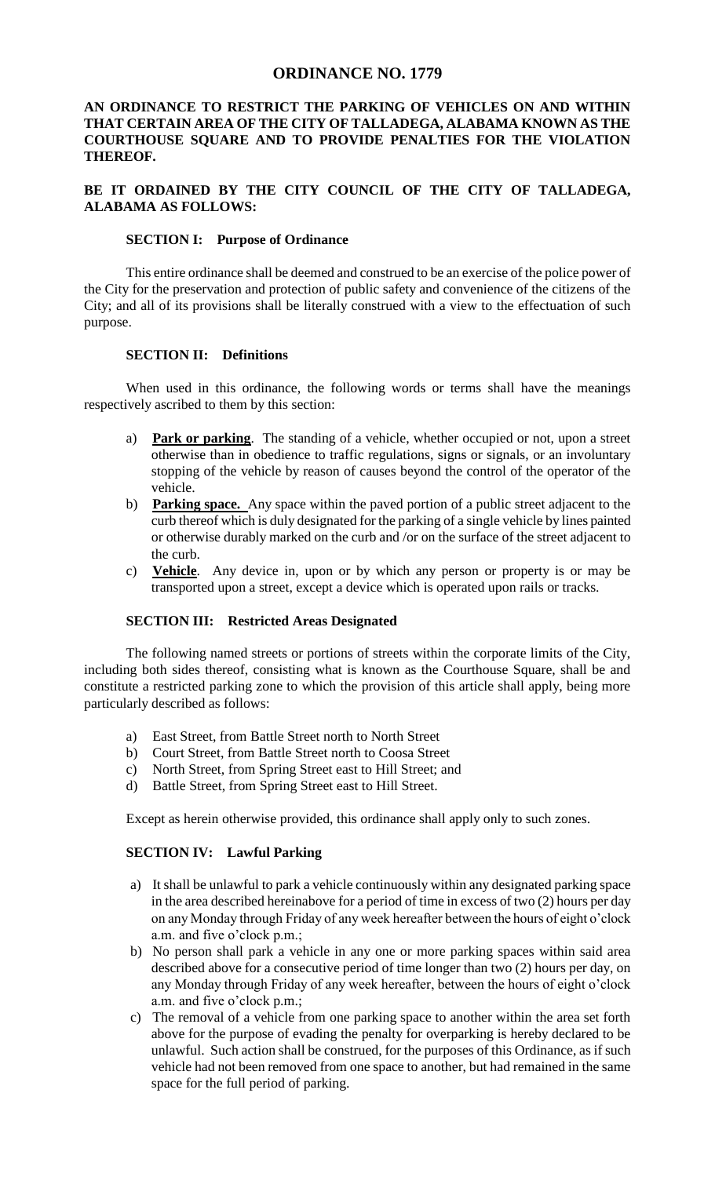# ORDINANCE NO. 1779

**AN ORDINANCE TO RESTRICT THE PARKING OF VEHICLES ON AND WITHIN THAT CERTAIN AREA OF THE CITY OF TALLADEGA, ALABAMA KNOWN AS THE COURTHOUSE SQUARE AND TO PROVIDE PENALTIES FOR THE VIOLATION THEREOF.**

**BE IT ORDAINED BY THE CITY COUNCIL OF THE CITY OF TALLADEGA, ALABAMA AS FOLLOWS:**

### SECTION I: Purpose of Ordinance

This entire ordinance shall be deemed and construed to be an exercise of the police power of the City for the preservation and protection of public safety and convenience of the citizens of the City; and all of its provisions shall be literally construed with a view to the effectuation of such purpose.

### SECTION II: Definitions

When used in this ordinance, the following words or terms shall have the meanings respectively ascribed to them by this section:

a) **Park or parking**. The standing of a vehicle, whether occupied or not, upon a street otherwise than in obedience to traffic regulations, signs or signals, or an involuntary stopping of the vehicle by reason of causes beyond the control of the operator of the vehicle.

b) **Parking space.** Any space within the paved portion of a public street adjacent to the curb thereof which is duly designated for the parking of a single vehicle by lines painted or otherwise durably marked on the curb and /or on the surface of the street adjacent to the curb.

c) **Vehicle**. Any device in, upon or by which any person or property is or may be transported upon a street, except a device which is operated upon rails or tracks.

### SECTION III: Restricted Areas Designated

The following named streets or portions of streets within the corporate limits of the City, including both sides thereof, consisting what is known as the Courthouse Square, shall be and constitute a restricted parking zone to which the provision of this article shall apply, being more particularly described as follows:

a) East Street, from Battle Street north to North Street
b) Court Street, from Battle Street north to Coosa Street
c) North Street, from Spring Street east to Hill Street; and
d) Battle Street, from Spring Street east to Hill Street.

Except as herein otherwise provided, this ordinance shall apply only to such zones.

### SECTION IV: Lawful Parking

a) It shall be unlawful to park a vehicle continuously within any designated parking space in the area described hereinabove for a period of time in excess of two (2) hours per day on any Monday through Friday of any week hereafter between the hours of eight o'clock a.m. and five o'clock p.m.;

b) No person shall park a vehicle in any one or more parking spaces within said area described above for a consecutive period of time longer than two (2) hours per day, on any Monday through Friday of any week hereafter, between the hours of eight o'clock a.m. and five o'clock p.m.;

c) The removal of a vehicle from one parking space to another within the area set forth above for the purpose of evading the penalty for overparking is hereby declared to be unlawful. Such action shall be construed, for the purposes of this Ordinance, as if such vehicle had not been removed from one space to another, but had remained in the same space for the full period of parking.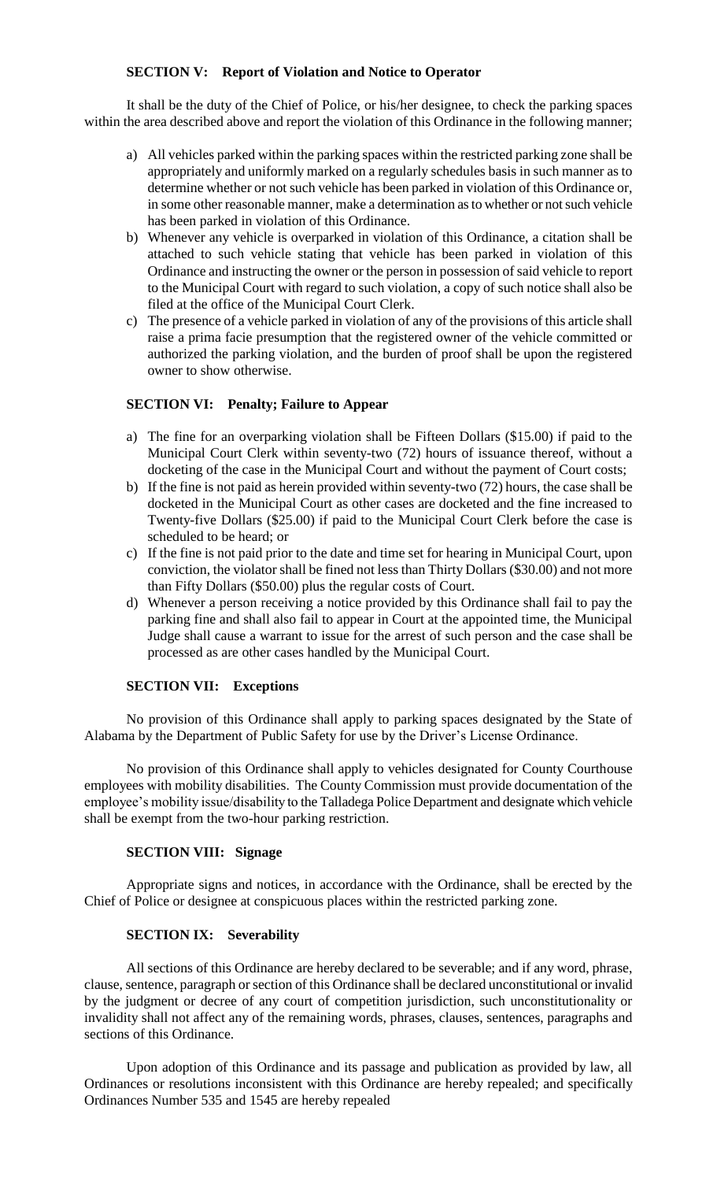**SECTION V: Report of Violation and Notice to Operator**

It shall be the duty of the Chief of Police, or his/her designee, to check the parking spaces within the area described above and report the violation of this Ordinance in the following manner;

a) All vehicles parked within the parking spaces within the restricted parking zone shall be appropriately and uniformly marked on a regularly schedules basis in such manner as to determine whether or not such vehicle has been parked in violation of this Ordinance or, in some other reasonable manner, make a determination as to whether or not such vehicle has been parked in violation of this Ordinance.
b) Whenever any vehicle is overparked in violation of this Ordinance, a citation shall be attached to such vehicle stating that vehicle has been parked in violation of this Ordinance and instructing the owner or the person in possession of said vehicle to report to the Municipal Court with regard to such violation, a copy of such notice shall also be filed at the office of the Municipal Court Clerk.
c) The presence of a vehicle parked in violation of any of the provisions of this article shall raise a prima facie presumption that the registered owner of the vehicle committed or authorized the parking violation, and the burden of proof shall be upon the registered owner to show otherwise.

**SECTION VI: Penalty; Failure to Appear**

a) The fine for an overparking violation shall be Fifteen Dollars ($15.00) if paid to the Municipal Court Clerk within seventy-two (72) hours of issuance thereof, without a docketing of the case in the Municipal Court and without the payment of Court costs;
b) If the fine is not paid as herein provided within seventy-two (72) hours, the case shall be docketed in the Municipal Court as other cases are docketed and the fine increased to Twenty-five Dollars ($25.00) if paid to the Municipal Court Clerk before the case is scheduled to be heard; or
c) If the fine is not paid prior to the date and time set for hearing in Municipal Court, upon conviction, the violator shall be fined not less than Thirty Dollars ($30.00) and not more than Fifty Dollars ($50.00) plus the regular costs of Court.
d) Whenever a person receiving a notice provided by this Ordinance shall fail to pay the parking fine and shall also fail to appear in Court at the appointed time, the Municipal Judge shall cause a warrant to issue for the arrest of such person and the case shall be processed as are other cases handled by the Municipal Court.

**SECTION VII: Exceptions**

No provision of this Ordinance shall apply to parking spaces designated by the State of Alabama by the Department of Public Safety for use by the Driver's License Ordinance.

No provision of this Ordinance shall apply to vehicles designated for County Courthouse employees with mobility disabilities. The County Commission must provide documentation of the employee's mobility issue/disability to the Talladega Police Department and designate which vehicle shall be exempt from the two-hour parking restriction.

**SECTION VIII: Signage**

Appropriate signs and notices, in accordance with the Ordinance, shall be erected by the Chief of Police or designee at conspicuous places within the restricted parking zone.

**SECTION IX: Severability**

All sections of this Ordinance are hereby declared to be severable; and if any word, phrase, clause, sentence, paragraph or section of this Ordinance shall be declared unconstitutional or invalid by the judgment or decree of any court of competition jurisdiction, such unconstitutionality or invalidity shall not affect any of the remaining words, phrases, clauses, sentences, paragraphs and sections of this Ordinance.

Upon adoption of this Ordinance and its passage and publication as provided by law, all Ordinances or resolutions inconsistent with this Ordinance are hereby repealed; and specifically Ordinances Number 535 and 1545 are hereby repealed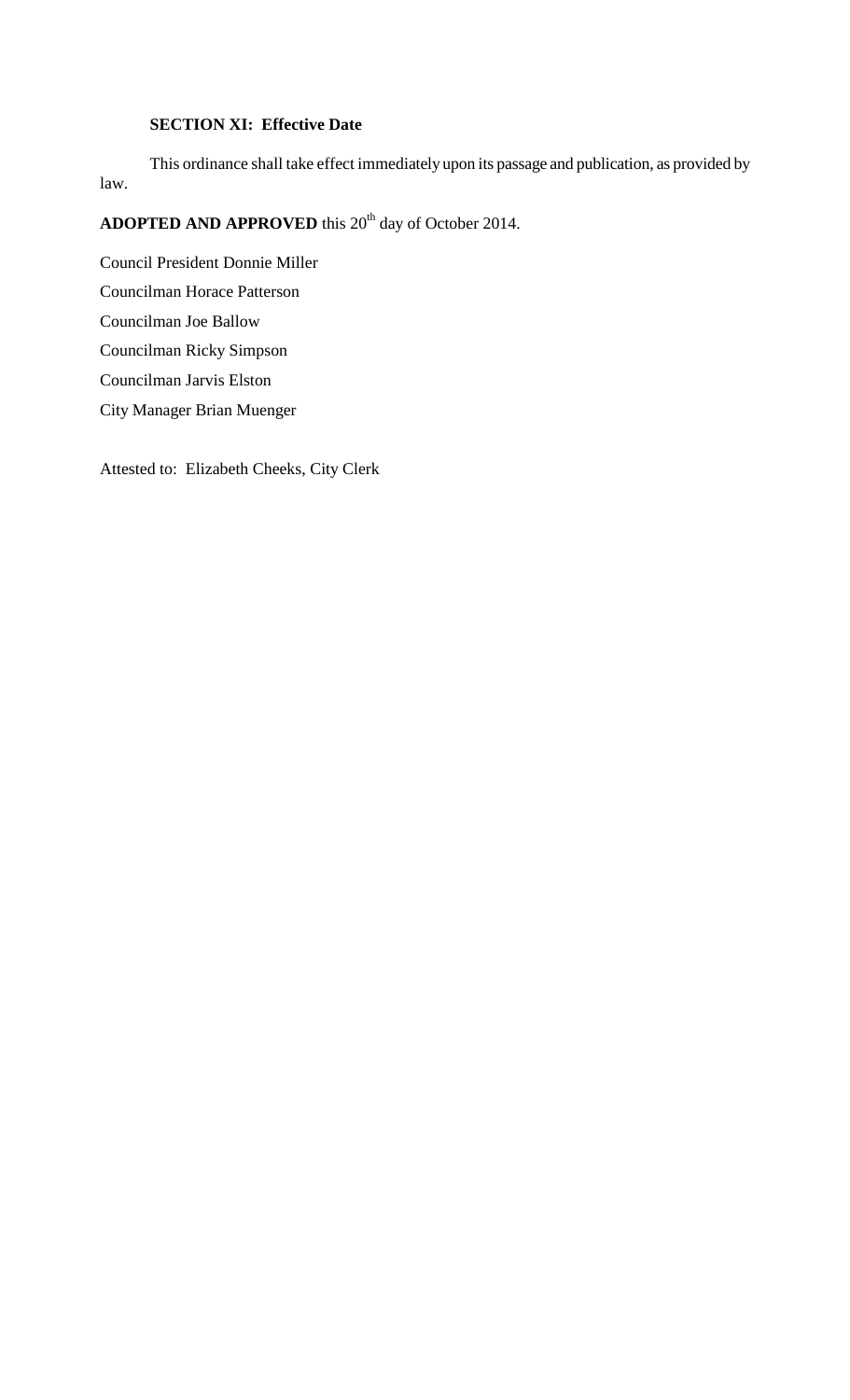**SECTION XI: Effective Date**

This ordinance shall take effect immediately upon its passage and publication, as provided by law.

**ADOPTED AND APPROVED** this 20th day of October 2014.

Council President Donnie Miller

Councilman Horace Patterson

Councilman Joe Ballow

Councilman Ricky Simpson

Councilman Jarvis Elston

City Manager Brian Muenger

Attested to: Elizabeth Cheeks, City Clerk